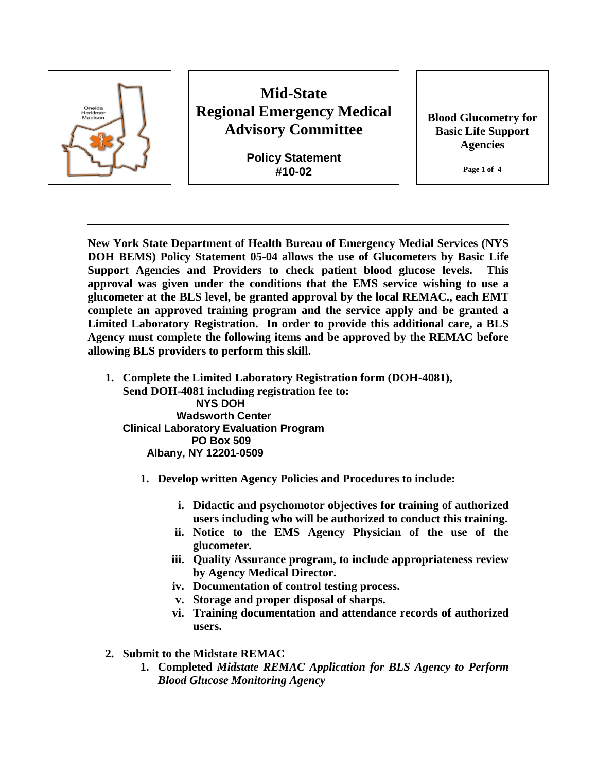# Mid-State Regional Emergency Medical Advisory Committee

**Policy Statement #10-02**

**Blood Glucometry for Basic Life Support Agencies**

---

**New York State Department of Health Bureau of Emergency Medial Services (NYS DOH BEMS) Policy Statement 05-04 allows the use of Glucometers by Basic Life Support Agencies and Providers to check patient blood glucose levels. This approval was given under the conditions that the EMS service wishing to use a glucometer at the BLS level, be granted approval by the local REMAC., each EMT complete an approved training program and the service apply and be granted a Limited Laboratory Registration. In order to provide this additional care, a BLS Agency must complete the following items and be approved by the REMAC before allowing BLS providers to perform this skill.**

1. **Complete the Limited Laboratory Registration form (DOH-4081), Send DOH-4081 including registration fee to:**

   **NYS DOH**
   **Wadsworth Center**
   **Clinical Laboratory Evaluation Program**
   **PO Box 509**
   **Albany, NY 12201-0509**

   1. **Develop written Agency Policies and Procedures to include:**
      - i. **Didactic and psychomotor objectives for training of authorized users including who will be authorized to conduct this training.**
      - ii. **Notice to the EMS Agency Physician of the use of the glucometer.**
      - iii. **Quality Assurance program, to include appropriateness review by Agency Medical Director.**
      - iv. **Documentation of control testing process.**
      - v. **Storage and proper disposal of sharps.**
      - vi. **Training documentation and attendance records of authorized users.**

2. **Submit to the Midstate REMAC**
   1. **Completed *Midstate REMAC Application for BLS Agency to Perform Blood Glucose Monitoring Agency***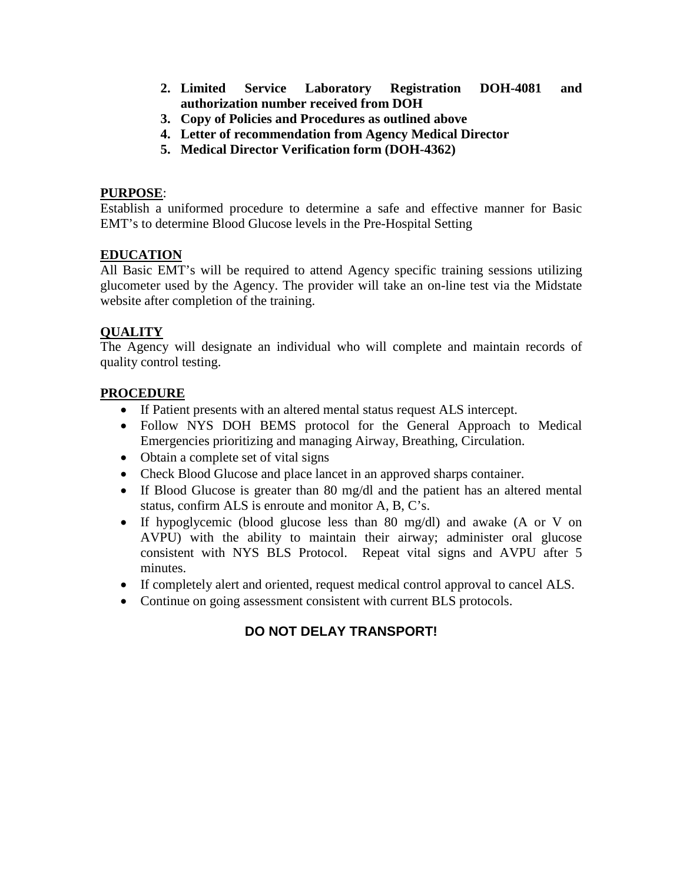2. **Limited Service Laboratory Registration DOH-4081 and authorization number received from DOH**
3. **Copy of Policies and Procedures as outlined above**
4. **Letter of recommendation from Agency Medical Director**
5. **Medical Director Verification form (DOH-4362)**

**PURPOSE**:

Establish a uniformed procedure to determine a safe and effective manner for Basic EMT's to determine Blood Glucose levels in the Pre-Hospital Setting

**EDUCATION**

All Basic EMT's will be required to attend Agency specific training sessions utilizing glucometer used by the Agency. The provider will take an on-line test via the Midstate website after completion of the training.

**QUALITY**

The Agency will designate an individual who will complete and maintain records of quality control testing.

**PROCEDURE**

- If Patient presents with an altered mental status request ALS intercept.
- Follow NYS DOH BEMS protocol for the General Approach to Medical Emergencies prioritizing and managing Airway, Breathing, Circulation.
- Obtain a complete set of vital signs
- Check Blood Glucose and place lancet in an approved sharps container.
- If Blood Glucose is greater than 80 mg/dl and the patient has an altered mental status, confirm ALS is enroute and monitor A, B, C's.
- If hypoglycemic (blood glucose less than 80 mg/dl) and awake (A or V on AVPU) with the ability to maintain their airway; administer oral glucose consistent with NYS BLS Protocol. Repeat vital signs and AVPU after 5 minutes.
- If completely alert and oriented, request medical control approval to cancel ALS.
- Continue on going assessment consistent with current BLS protocols.

**DO NOT DELAY TRANSPORT!**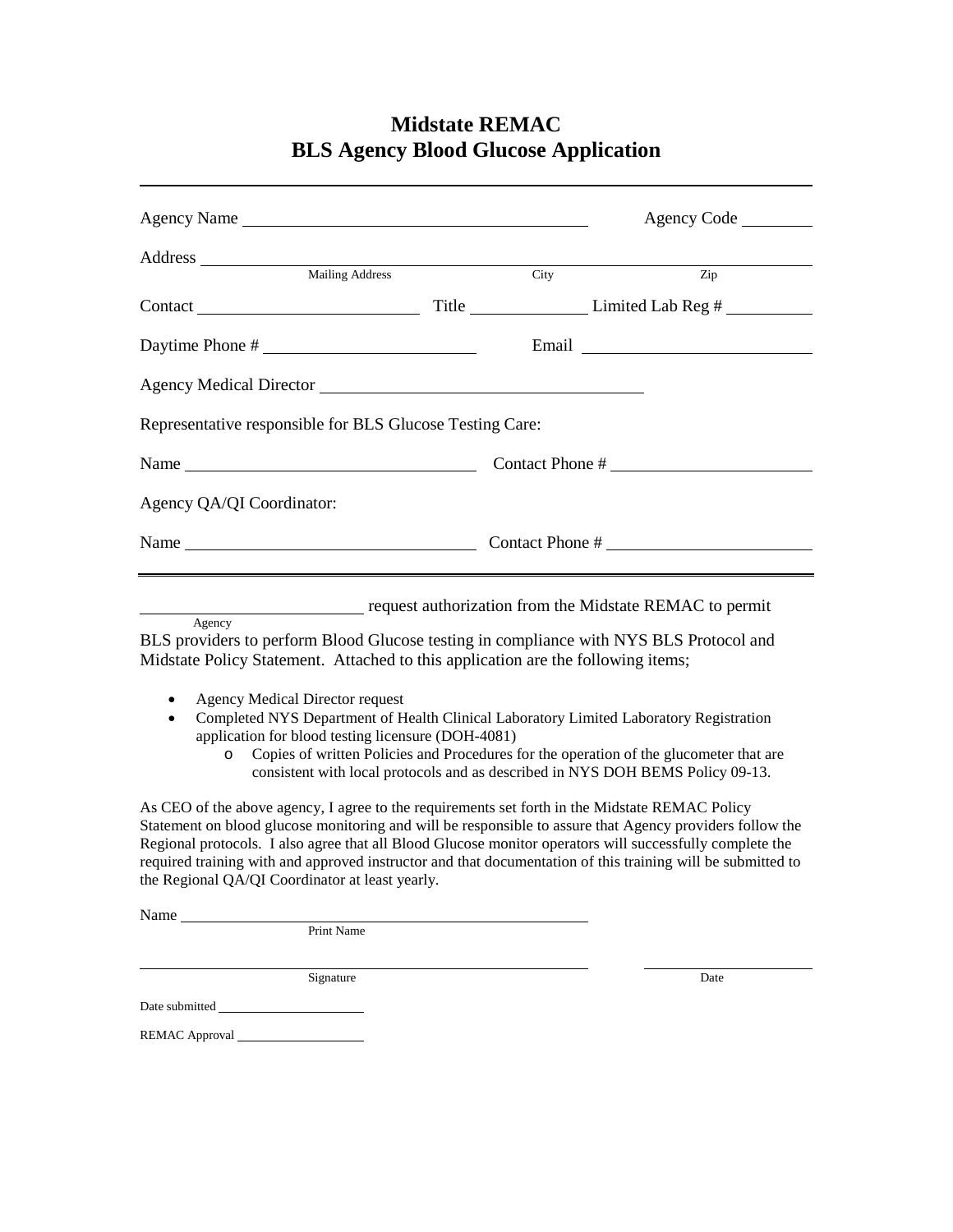# Midstate REMAC
# BLS Agency Blood Glucose Application

---

Agency Name ________________________________________ Agency Code ________

Address ____________________________________________________________
Mailing Address City Zip

Contact __________________________ Title ______________ Limited Lab Reg # __________

Daytime Phone # ________________________ Email __________________________

Agency Medical Director ____________________________________

Representative responsible for BLS Glucose Testing Care:

Name __________________________________ Contact Phone # ________________________

Agency QA/QI Coordinator:

Name __________________________________ Contact Phone # ________________________

---

__________________________ request authorization from the Midstate REMAC to permit
Agency
BLS providers to perform Blood Glucose testing in compliance with NYS BLS Protocol and Midstate Policy Statement. Attached to this application are the following items;

- Agency Medical Director request
- Completed NYS Department of Health Clinical Laboratory Limited Laboratory Registration application for blood testing licensure (DOH-4081)
  - Copies of written Policies and Procedures for the operation of the glucometer that are consistent with local protocols and as described in NYS DOH BEMS Policy 09-13.

As CEO of the above agency, I agree to the requirements set forth in the Midstate REMAC Policy Statement on blood glucose monitoring and will be responsible to assure that Agency providers follow the Regional protocols. I also agree that all Blood Glucose monitor operators will successfully complete the required training with and approved instructor and that documentation of this training will be submitted to the Regional QA/QI Coordinator at least yearly.

Name ________________________________________________________
Print Name

________________________________________________________ ______________________
Signature Date

Date submitted ______________________

REMAC Approval ___________________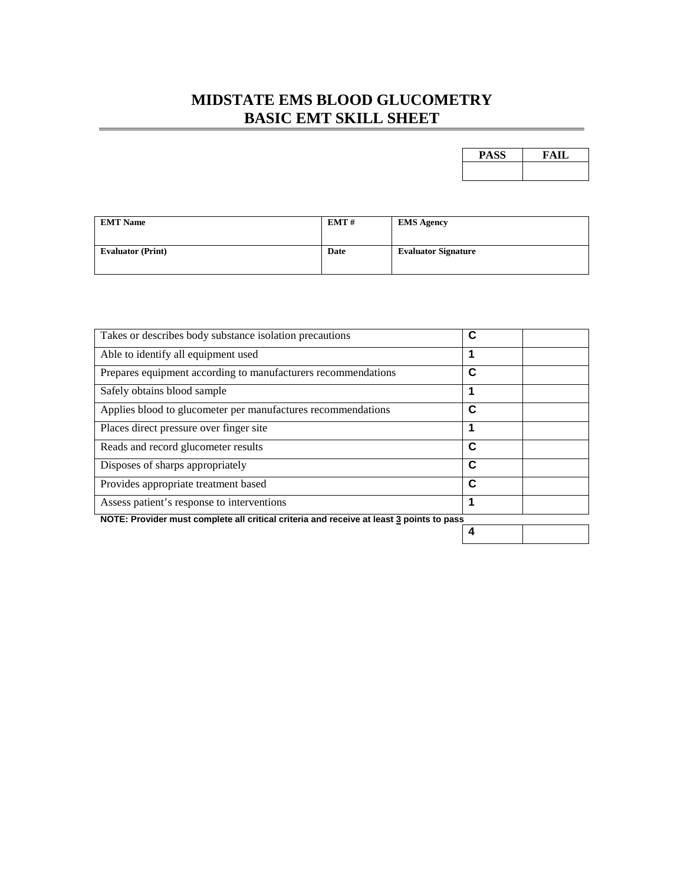# MIDSTATE EMS BLOOD GLUCOMETRY
# BASIC EMT SKILL SHEET

| PASS | FAIL |
|---|---|
| | |

| | | |
|---|---|---|
| **EMT Name** | **EMT #** | **EMS Agency** |
| **Evaluator (Print)** | **Date** | **Evaluator Signature** |

| | | |
|---|---|---|
| Takes or describes body substance isolation precautions | **C** | |
| Able to identify all equipment used | **1** | |
| Prepares equipment according to manufacturers recommendations | **C** | |
| Safely obtains blood sample | **1** | |
| Applies blood to glucometer per manufactures recommendations | **C** | |
| Places direct pressure over finger site | **1** | |
| Reads and record glucometer results | **C** | |
| Disposes of sharps appropriately | **C** | |
| Provides appropriate treatment based | **C** | |
| Assess patient's response to interventions | **1** | |
| **NOTE: Provider must complete all critical criteria and receive at least 3 points to pass** | | |
| | **4** | |